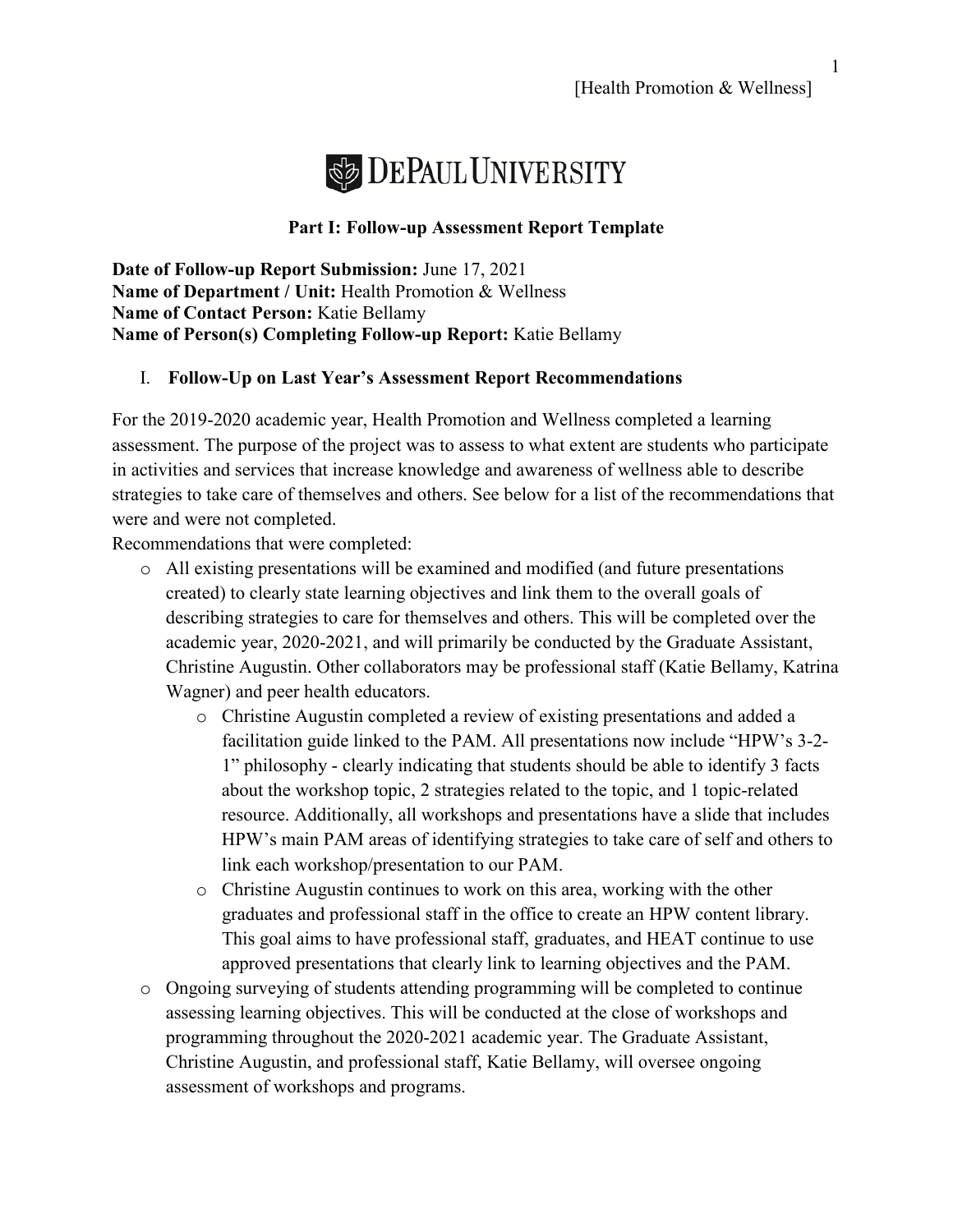[Health Promotion & Wellness]

DEPAUL UNIVERSITY

**Part I: Follow-up Assessment Report Template**

**Date of Follow-up Report Submission:** June 17, 2021
**Name of Department / Unit:** Health Promotion & Wellness
**Name of Contact Person:** Katie Bellamy
**Name of Person(s) Completing Follow-up Report:** Katie Bellamy

## I. Follow-Up on Last Year's Assessment Report Recommendations

For the 2019-2020 academic year, Health Promotion and Wellness completed a learning assessment. The purpose of the project was to assess to what extent are students who participate in activities and services that increase knowledge and awareness of wellness able to describe strategies to take care of themselves and others. See below for a list of the recommendations that were and were not completed.

Recommendations that were completed:

- All existing presentations will be examined and modified (and future presentations created) to clearly state learning objectives and link them to the overall goals of describing strategies to care for themselves and others. This will be completed over the academic year, 2020-2021, and will primarily be conducted by the Graduate Assistant, Christine Augustin. Other collaborators may be professional staff (Katie Bellamy, Katrina Wagner) and peer health educators.
    - Christine Augustin completed a review of existing presentations and added a facilitation guide linked to the PAM. All presentations now include "HPW's 3-2-1" philosophy - clearly indicating that students should be able to identify 3 facts about the workshop topic, 2 strategies related to the topic, and 1 topic-related resource. Additionally, all workshops and presentations have a slide that includes HPW's main PAM areas of identifying strategies to take care of self and others to link each workshop/presentation to our PAM.
    - Christine Augustin continues to work on this area, working with the other graduates and professional staff in the office to create an HPW content library. This goal aims to have professional staff, graduates, and HEAT continue to use approved presentations that clearly link to learning objectives and the PAM.
- Ongoing surveying of students attending programming will be completed to continue assessing learning objectives. This will be conducted at the close of workshops and programming throughout the 2020-2021 academic year. The Graduate Assistant, Christine Augustin, and professional staff, Katie Bellamy, will oversee ongoing assessment of workshops and programs.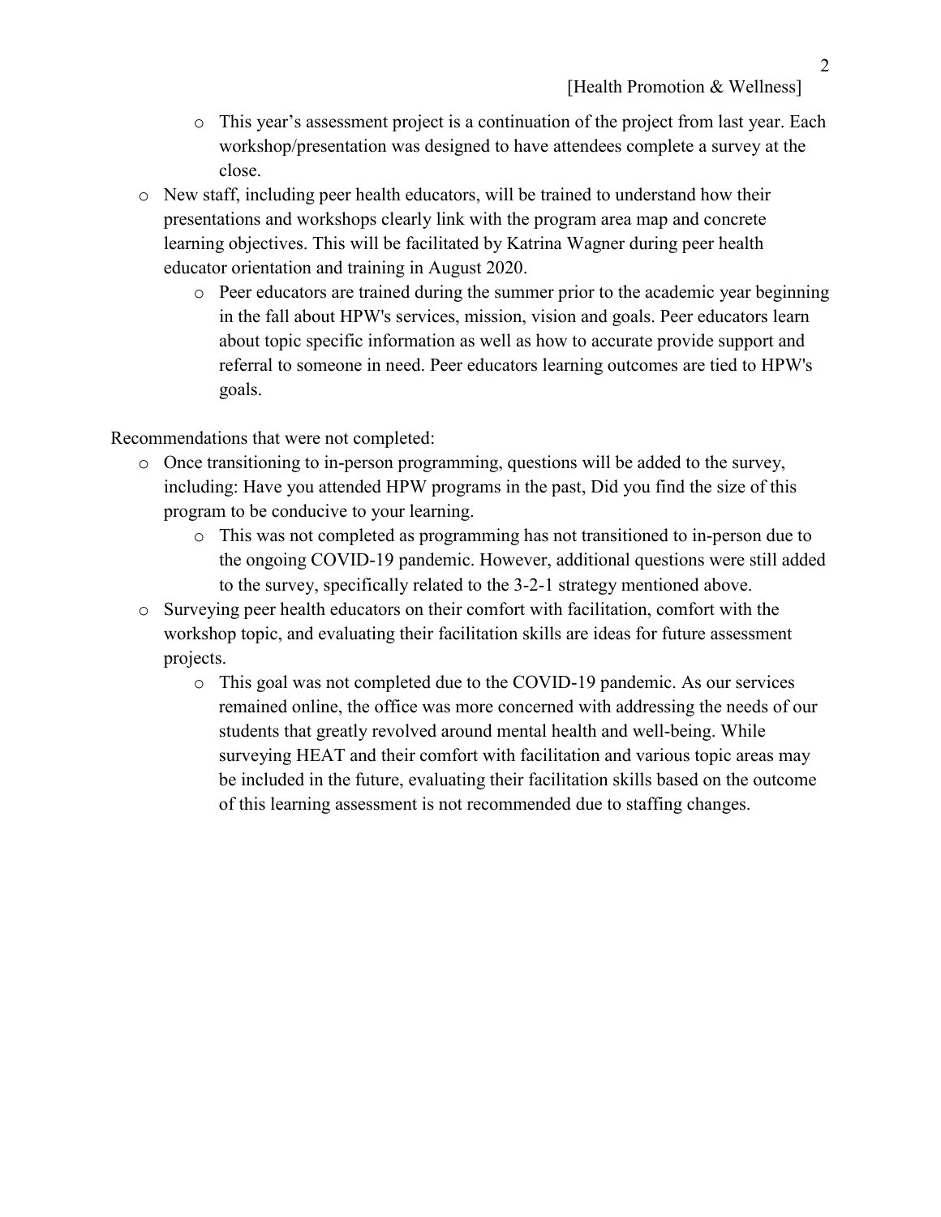- This year's assessment project is a continuation of the project from last year. Each workshop/presentation was designed to have attendees complete a survey at the close.

- New staff, including peer health educators, will be trained to understand how their presentations and workshops clearly link with the program area map and concrete learning objectives. This will be facilitated by Katrina Wagner during peer health educator orientation and training in August 2020.
  - Peer educators are trained during the summer prior to the academic year beginning in the fall about HPW's services, mission, vision and goals. Peer educators learn about topic specific information as well as how to accurate provide support and referral to someone in need. Peer educators learning outcomes are tied to HPW's goals.

Recommendations that were not completed:

- Once transitioning to in-person programming, questions will be added to the survey, including: Have you attended HPW programs in the past, Did you find the size of this program to be conducive to your learning.
  - This was not completed as programming has not transitioned to in-person due to the ongoing COVID-19 pandemic. However, additional questions were still added to the survey, specifically related to the 3-2-1 strategy mentioned above.
- Surveying peer health educators on their comfort with facilitation, comfort with the workshop topic, and evaluating their facilitation skills are ideas for future assessment projects.
  - This goal was not completed due to the COVID-19 pandemic. As our services remained online, the office was more concerned with addressing the needs of our students that greatly revolved around mental health and well-being. While surveying HEAT and their comfort with facilitation and various topic areas may be included in the future, evaluating their facilitation skills based on the outcome of this learning assessment is not recommended due to staffing changes.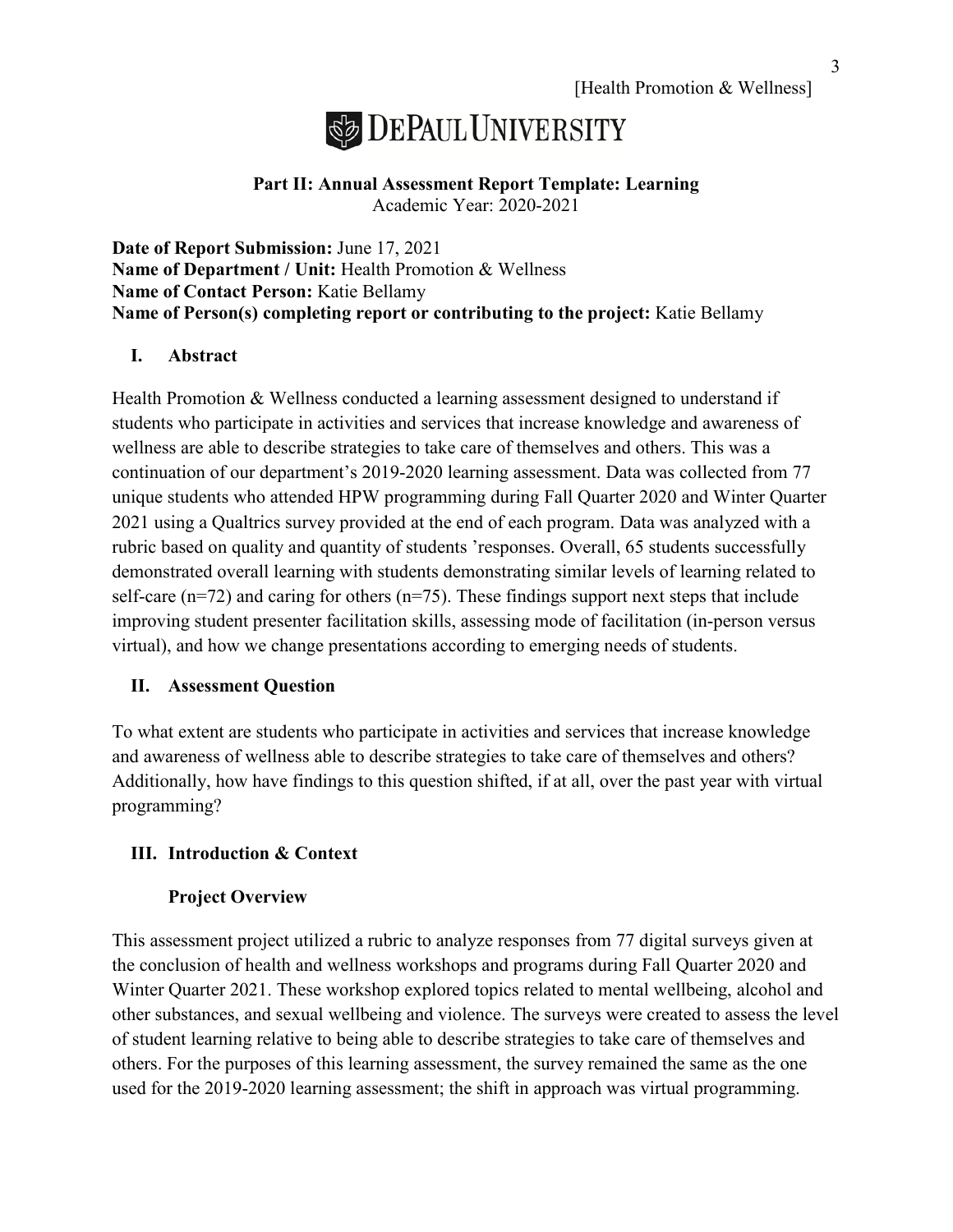**DePaul University**

**Part II: Annual Assessment Report Template: Learning**
Academic Year: 2020-2021

**Date of Report Submission:** June 17, 2021
**Name of Department / Unit:** Health Promotion & Wellness
**Name of Contact Person:** Katie Bellamy
**Name of Person(s) completing report or contributing to the project:** Katie Bellamy

## I. Abstract

Health Promotion & Wellness conducted a learning assessment designed to understand if students who participate in activities and services that increase knowledge and awareness of wellness are able to describe strategies to take care of themselves and others. This was a continuation of our department's 2019-2020 learning assessment. Data was collected from 77 unique students who attended HPW programming during Fall Quarter 2020 and Winter Quarter 2021 using a Qualtrics survey provided at the end of each program. Data was analyzed with a rubric based on quality and quantity of students 'responses. Overall, 65 students successfully demonstrated overall learning with students demonstrating similar levels of learning related to self-care (n=72) and caring for others (n=75). These findings support next steps that include improving student presenter facilitation skills, assessing mode of facilitation (in-person versus virtual), and how we change presentations according to emerging needs of students.

## II. Assessment Question

To what extent are students who participate in activities and services that increase knowledge and awareness of wellness able to describe strategies to take care of themselves and others? Additionally, how have findings to this question shifted, if at all, over the past year with virtual programming?

## III. Introduction & Context

### Project Overview

This assessment project utilized a rubric to analyze responses from 77 digital surveys given at the conclusion of health and wellness workshops and programs during Fall Quarter 2020 and Winter Quarter 2021. These workshop explored topics related to mental wellbeing, alcohol and other substances, and sexual wellbeing and violence. The surveys were created to assess the level of student learning relative to being able to describe strategies to take care of themselves and others. For the purposes of this learning assessment, the survey remained the same as the one used for the 2019-2020 learning assessment; the shift in approach was virtual programming.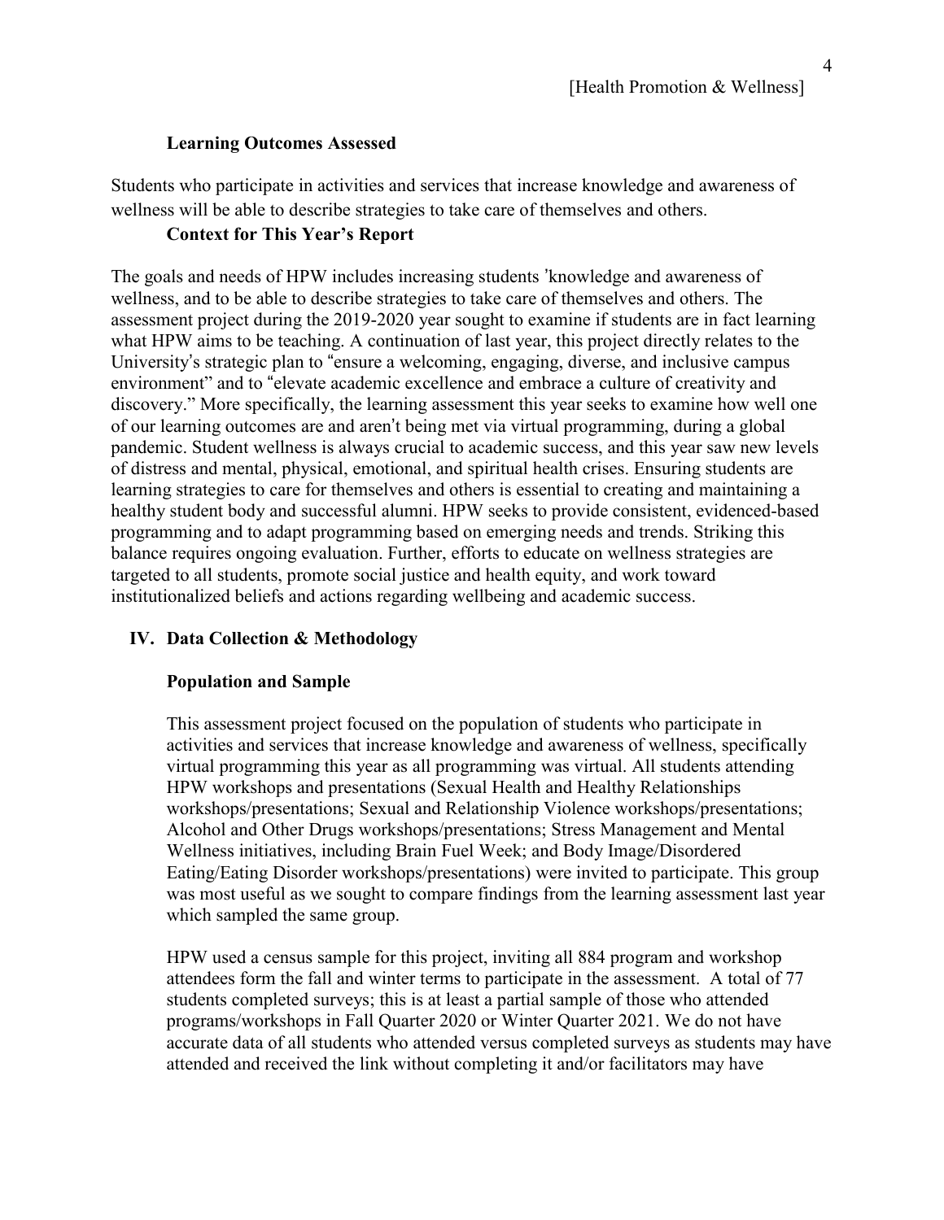### Learning Outcomes Assessed

Students who participate in activities and services that increase knowledge and awareness of wellness will be able to describe strategies to take care of themselves and others.

### Context for This Year's Report

The goals and needs of HPW includes increasing students 'knowledge and awareness of wellness, and to be able to describe strategies to take care of themselves and others. The assessment project during the 2019-2020 year sought to examine if students are in fact learning what HPW aims to be teaching. A continuation of last year, this project directly relates to the University's strategic plan to "ensure a welcoming, engaging, diverse, and inclusive campus environment" and to "elevate academic excellence and embrace a culture of creativity and discovery." More specifically, the learning assessment this year seeks to examine how well one of our learning outcomes are and aren't being met via virtual programming, during a global pandemic. Student wellness is always crucial to academic success, and this year saw new levels of distress and mental, physical, emotional, and spiritual health crises. Ensuring students are learning strategies to care for themselves and others is essential to creating and maintaining a healthy student body and successful alumni. HPW seeks to provide consistent, evidenced-based programming and to adapt programming based on emerging needs and trends. Striking this balance requires ongoing evaluation. Further, efforts to educate on wellness strategies are targeted to all students, promote social justice and health equity, and work toward institutionalized beliefs and actions regarding wellbeing and academic success.

## IV. Data Collection & Methodology

### Population and Sample

This assessment project focused on the population of students who participate in activities and services that increase knowledge and awareness of wellness, specifically virtual programming this year as all programming was virtual. All students attending HPW workshops and presentations (Sexual Health and Healthy Relationships workshops/presentations; Sexual and Relationship Violence workshops/presentations; Alcohol and Other Drugs workshops/presentations; Stress Management and Mental Wellness initiatives, including Brain Fuel Week; and Body Image/Disordered Eating/Eating Disorder workshops/presentations) were invited to participate. This group was most useful as we sought to compare findings from the learning assessment last year which sampled the same group.

HPW used a census sample for this project, inviting all 884 program and workshop attendees form the fall and winter terms to participate in the assessment. A total of 77 students completed surveys; this is at least a partial sample of those who attended programs/workshops in Fall Quarter 2020 or Winter Quarter 2021. We do not have accurate data of all students who attended versus completed surveys as students may have attended and received the link without completing it and/or facilitators may have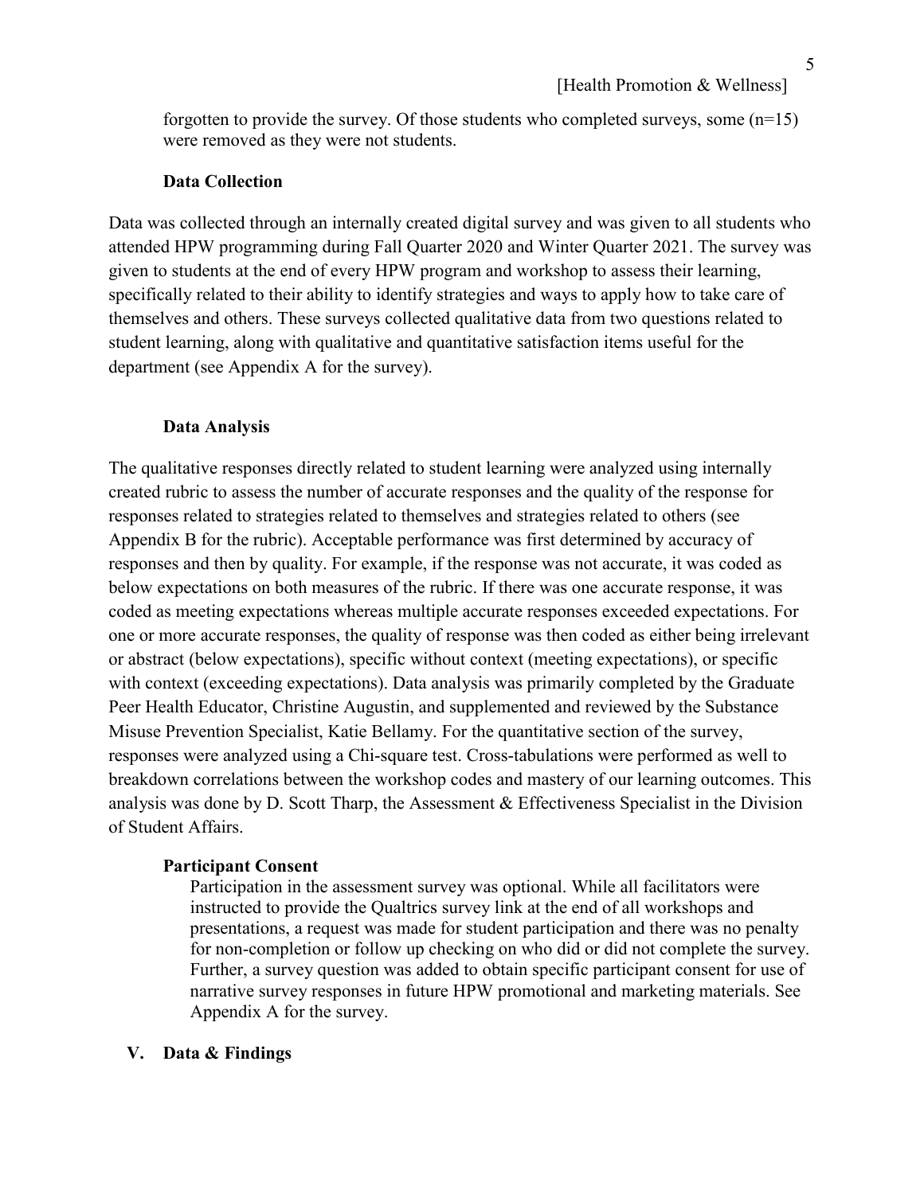forgotten to provide the survey. Of those students who completed surveys, some (n=15) were removed as they were not students.

### Data Collection

Data was collected through an internally created digital survey and was given to all students who attended HPW programming during Fall Quarter 2020 and Winter Quarter 2021. The survey was given to students at the end of every HPW program and workshop to assess their learning, specifically related to their ability to identify strategies and ways to apply how to take care of themselves and others. These surveys collected qualitative data from two questions related to student learning, along with qualitative and quantitative satisfaction items useful for the department (see Appendix A for the survey).

### Data Analysis

The qualitative responses directly related to student learning were analyzed using internally created rubric to assess the number of accurate responses and the quality of the response for responses related to strategies related to themselves and strategies related to others (see Appendix B for the rubric). Acceptable performance was first determined by accuracy of responses and then by quality. For example, if the response was not accurate, it was coded as below expectations on both measures of the rubric. If there was one accurate response, it was coded as meeting expectations whereas multiple accurate responses exceeded expectations. For one or more accurate responses, the quality of response was then coded as either being irrelevant or abstract (below expectations), specific without context (meeting expectations), or specific with context (exceeding expectations). Data analysis was primarily completed by the Graduate Peer Health Educator, Christine Augustin, and supplemented and reviewed by the Substance Misuse Prevention Specialist, Katie Bellamy. For the quantitative section of the survey, responses were analyzed using a Chi-square test. Cross-tabulations were performed as well to breakdown correlations between the workshop codes and mastery of our learning outcomes. This analysis was done by D. Scott Tharp, the Assessment & Effectiveness Specialist in the Division of Student Affairs.

### Participant Consent

Participation in the assessment survey was optional. While all facilitators were instructed to provide the Qualtrics survey link at the end of all workshops and presentations, a request was made for student participation and there was no penalty for non-completion or follow up checking on who did or did not complete the survey. Further, a survey question was added to obtain specific participant consent for use of narrative survey responses in future HPW promotional and marketing materials. See Appendix A for the survey.

## V. Data & Findings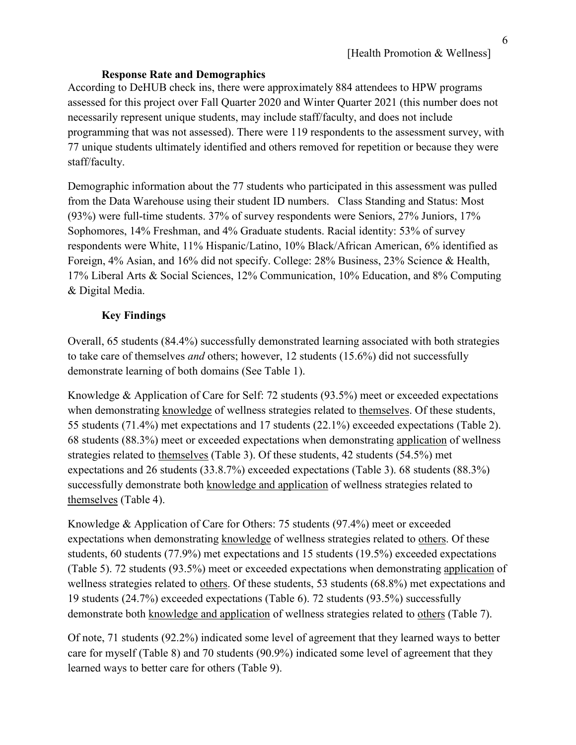### Response Rate and Demographics

According to DeHUB check ins, there were approximately 884 attendees to HPW programs assessed for this project over Fall Quarter 2020 and Winter Quarter 2021 (this number does not necessarily represent unique students, may include staff/faculty, and does not include programming that was not assessed). There were 119 respondents to the assessment survey, with 77 unique students ultimately identified and others removed for repetition or because they were staff/faculty.

Demographic information about the 77 students who participated in this assessment was pulled from the Data Warehouse using their student ID numbers. Class Standing and Status: Most (93%) were full-time students. 37% of survey respondents were Seniors, 27% Juniors, 17% Sophomores, 14% Freshman, and 4% Graduate students. Racial identity: 53% of survey respondents were White, 11% Hispanic/Latino, 10% Black/African American, 6% identified as Foreign, 4% Asian, and 16% did not specify. College: 28% Business, 23% Science & Health, 17% Liberal Arts & Social Sciences, 12% Communication, 10% Education, and 8% Computing & Digital Media.

### Key Findings

Overall, 65 students (84.4%) successfully demonstrated learning associated with both strategies to take care of themselves *and* others; however, 12 students (15.6%) did not successfully demonstrate learning of both domains (See Table 1).

Knowledge & Application of Care for Self: 72 students (93.5%) meet or exceeded expectations when demonstrating <u>knowledge</u> of wellness strategies related to <u>themselves</u>. Of these students, 55 students (71.4%) met expectations and 17 students (22.1%) exceeded expectations (Table 2). 68 students (88.3%) meet or exceeded expectations when demonstrating <u>application</u> of wellness strategies related to <u>themselves</u> (Table 3). Of these students, 42 students (54.5%) met expectations and 26 students (33.8.7%) exceeded expectations (Table 3). 68 students (88.3%) successfully demonstrate both <u>knowledge and application</u> of wellness strategies related to <u>themselves</u> (Table 4).

Knowledge & Application of Care for Others: 75 students (97.4%) meet or exceeded expectations when demonstrating <u>knowledge</u> of wellness strategies related to <u>others</u>. Of these students, 60 students (77.9%) met expectations and 15 students (19.5%) exceeded expectations (Table 5). 72 students (93.5%) meet or exceeded expectations when demonstrating <u>application</u> of wellness strategies related to <u>others</u>. Of these students, 53 students (68.8%) met expectations and 19 students (24.7%) exceeded expectations (Table 6). 72 students (93.5%) successfully demonstrate both <u>knowledge and application</u> of wellness strategies related to <u>others</u> (Table 7).

Of note, 71 students (92.2%) indicated some level of agreement that they learned ways to better care for myself (Table 8) and 70 students (90.9%) indicated some level of agreement that they learned ways to better care for others (Table 9).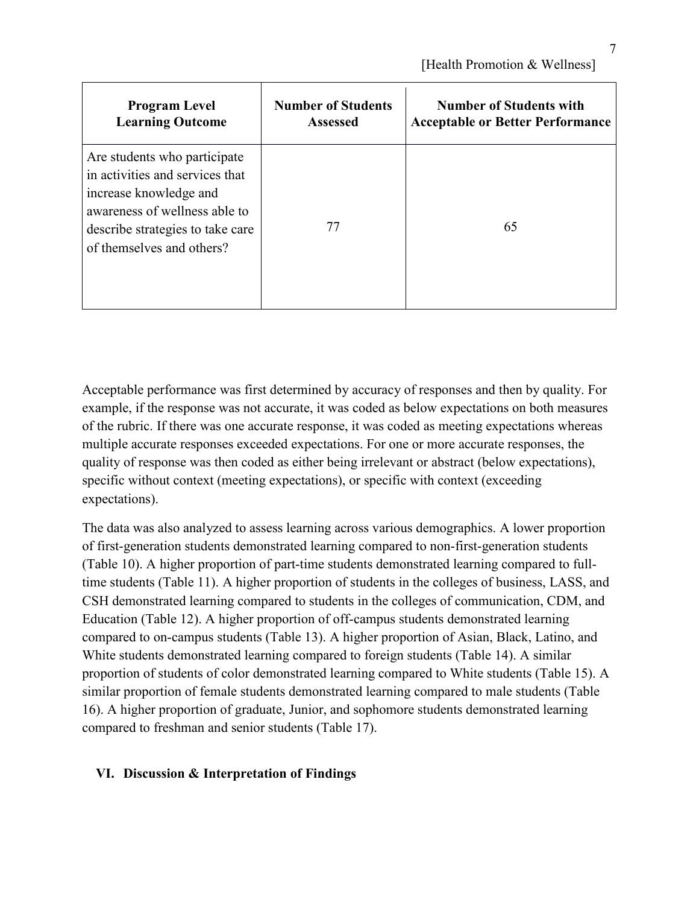| Program Level Learning Outcome | Number of Students Assessed | Number of Students with Acceptable or Better Performance |
|---|---|---|
| Are students who participate in activities and services that increase knowledge and awareness of wellness able to describe strategies to take care of themselves and others? | 77 | 65 |

Acceptable performance was first determined by accuracy of responses and then by quality. For example, if the response was not accurate, it was coded as below expectations on both measures of the rubric. If there was one accurate response, it was coded as meeting expectations whereas multiple accurate responses exceeded expectations. For one or more accurate responses, the quality of response was then coded as either being irrelevant or abstract (below expectations), specific without context (meeting expectations), or specific with context (exceeding expectations).

The data was also analyzed to assess learning across various demographics. A lower proportion of first-generation students demonstrated learning compared to non-first-generation students (Table 10). A higher proportion of part-time students demonstrated learning compared to full-time students (Table 11). A higher proportion of students in the colleges of business, LASS, and CSH demonstrated learning compared to students in the colleges of communication, CDM, and Education (Table 12). A higher proportion of off-campus students demonstrated learning compared to on-campus students (Table 13). A higher proportion of Asian, Black, Latino, and White students demonstrated learning compared to foreign students (Table 14). A similar proportion of students of color demonstrated learning compared to White students (Table 15). A similar proportion of female students demonstrated learning compared to male students (Table 16). A higher proportion of graduate, Junior, and sophomore students demonstrated learning compared to freshman and senior students (Table 17).

## VI. Discussion & Interpretation of Findings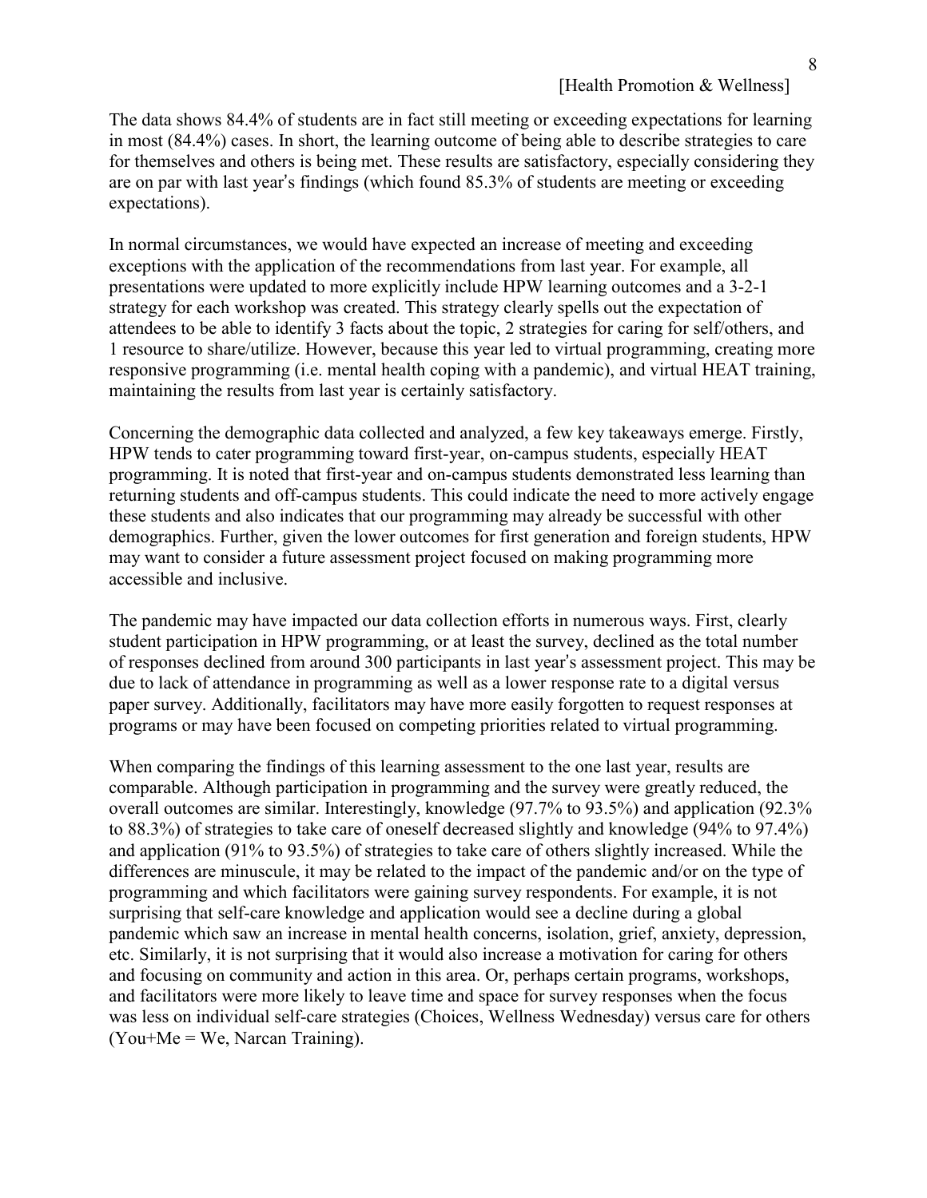The data shows 84.4% of students are in fact still meeting or exceeding expectations for learning in most (84.4%) cases. In short, the learning outcome of being able to describe strategies to care for themselves and others is being met. These results are satisfactory, especially considering they are on par with last year's findings (which found 85.3% of students are meeting or exceeding expectations).

In normal circumstances, we would have expected an increase of meeting and exceeding exceptions with the application of the recommendations from last year. For example, all presentations were updated to more explicitly include HPW learning outcomes and a 3-2-1 strategy for each workshop was created. This strategy clearly spells out the expectation of attendees to be able to identify 3 facts about the topic, 2 strategies for caring for self/others, and 1 resource to share/utilize. However, because this year led to virtual programming, creating more responsive programming (i.e. mental health coping with a pandemic), and virtual HEAT training, maintaining the results from last year is certainly satisfactory.

Concerning the demographic data collected and analyzed, a few key takeaways emerge. Firstly, HPW tends to cater programming toward first-year, on-campus students, especially HEAT programming. It is noted that first-year and on-campus students demonstrated less learning than returning students and off-campus students. This could indicate the need to more actively engage these students and also indicates that our programming may already be successful with other demographics. Further, given the lower outcomes for first generation and foreign students, HPW may want to consider a future assessment project focused on making programming more accessible and inclusive.

The pandemic may have impacted our data collection efforts in numerous ways. First, clearly student participation in HPW programming, or at least the survey, declined as the total number of responses declined from around 300 participants in last year's assessment project. This may be due to lack of attendance in programming as well as a lower response rate to a digital versus paper survey. Additionally, facilitators may have more easily forgotten to request responses at programs or may have been focused on competing priorities related to virtual programming.

When comparing the findings of this learning assessment to the one last year, results are comparable. Although participation in programming and the survey were greatly reduced, the overall outcomes are similar. Interestingly, knowledge (97.7% to 93.5%) and application (92.3% to 88.3%) of strategies to take care of oneself decreased slightly and knowledge (94% to 97.4%) and application (91% to 93.5%) of strategies to take care of others slightly increased. While the differences are minuscule, it may be related to the impact of the pandemic and/or on the type of programming and which facilitators were gaining survey respondents. For example, it is not surprising that self-care knowledge and application would see a decline during a global pandemic which saw an increase in mental health concerns, isolation, grief, anxiety, depression, etc. Similarly, it is not surprising that it would also increase a motivation for caring for others and focusing on community and action in this area. Or, perhaps certain programs, workshops, and facilitators were more likely to leave time and space for survey responses when the focus was less on individual self-care strategies (Choices, Wellness Wednesday) versus care for others (You+Me = We, Narcan Training).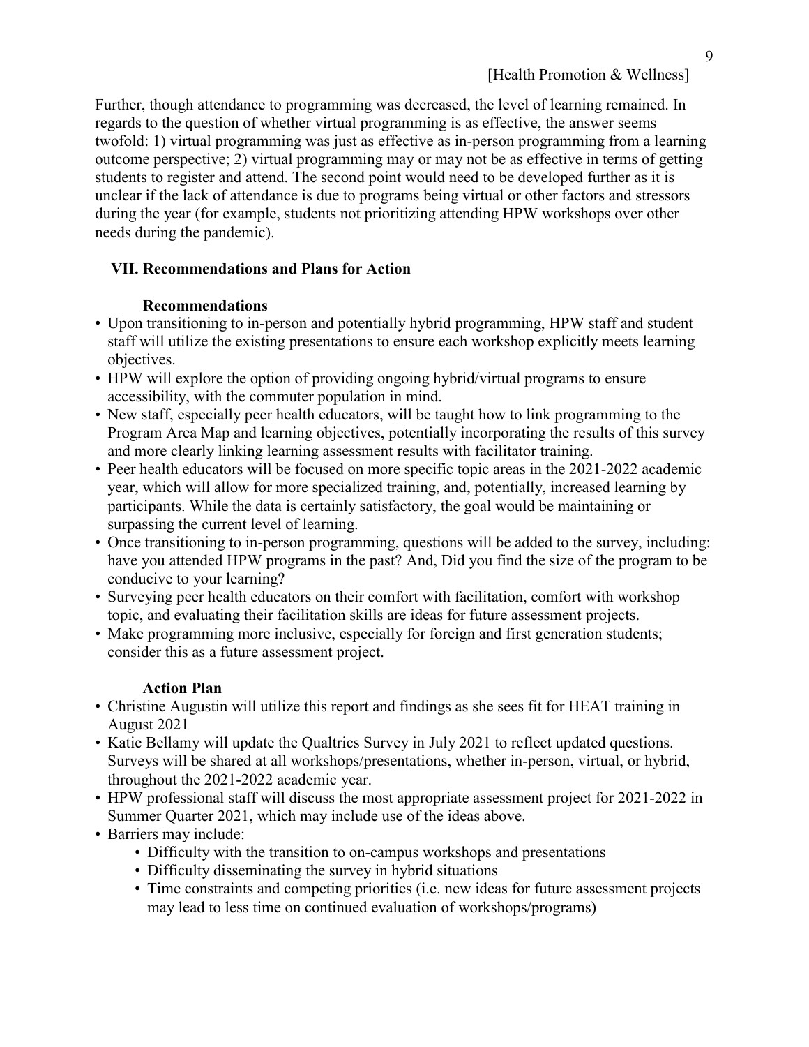Further, though attendance to programming was decreased, the level of learning remained. In regards to the question of whether virtual programming is as effective, the answer seems twofold: 1) virtual programming was just as effective as in-person programming from a learning outcome perspective; 2) virtual programming may or may not be as effective in terms of getting students to register and attend. The second point would need to be developed further as it is unclear if the lack of attendance is due to programs being virtual or other factors and stressors during the year (for example, students not prioritizing attending HPW workshops over other needs during the pandemic).

## VII. Recommendations and Plans for Action

### Recommendations

- Upon transitioning to in-person and potentially hybrid programming, HPW staff and student staff will utilize the existing presentations to ensure each workshop explicitly meets learning objectives.
- HPW will explore the option of providing ongoing hybrid/virtual programs to ensure accessibility, with the commuter population in mind.
- New staff, especially peer health educators, will be taught how to link programming to the Program Area Map and learning objectives, potentially incorporating the results of this survey and more clearly linking learning assessment results with facilitator training.
- Peer health educators will be focused on more specific topic areas in the 2021-2022 academic year, which will allow for more specialized training, and, potentially, increased learning by participants. While the data is certainly satisfactory, the goal would be maintaining or surpassing the current level of learning.
- Once transitioning to in-person programming, questions will be added to the survey, including: have you attended HPW programs in the past? And, Did you find the size of the program to be conducive to your learning?
- Surveying peer health educators on their comfort with facilitation, comfort with workshop topic, and evaluating their facilitation skills are ideas for future assessment projects.
- Make programming more inclusive, especially for foreign and first generation students; consider this as a future assessment project.

### Action Plan

- Christine Augustin will utilize this report and findings as she sees fit for HEAT training in August 2021
- Katie Bellamy will update the Qualtrics Survey in July 2021 to reflect updated questions. Surveys will be shared at all workshops/presentations, whether in-person, virtual, or hybrid, throughout the 2021-2022 academic year.
- HPW professional staff will discuss the most appropriate assessment project for 2021-2022 in Summer Quarter 2021, which may include use of the ideas above.
- Barriers may include:
  - Difficulty with the transition to on-campus workshops and presentations
  - Difficulty disseminating the survey in hybrid situations
  - Time constraints and competing priorities (i.e. new ideas for future assessment projects may lead to less time on continued evaluation of workshops/programs)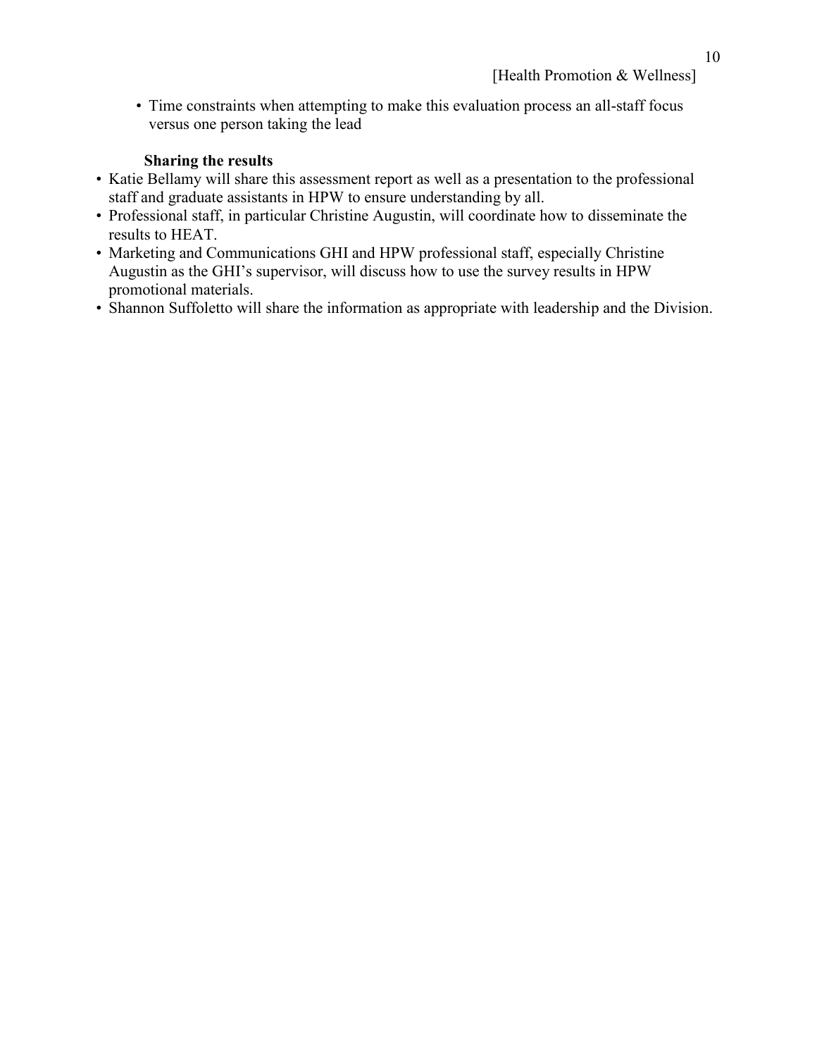- Time constraints when attempting to make this evaluation process an all-staff focus versus one person taking the lead

### Sharing the results

- Katie Bellamy will share this assessment report as well as a presentation to the professional staff and graduate assistants in HPW to ensure understanding by all.
- Professional staff, in particular Christine Augustin, will coordinate how to disseminate the results to HEAT.
- Marketing and Communications GHI and HPW professional staff, especially Christine Augustin as the GHI's supervisor, will discuss how to use the survey results in HPW promotional materials.
- Shannon Suffoletto will share the information as appropriate with leadership and the Division.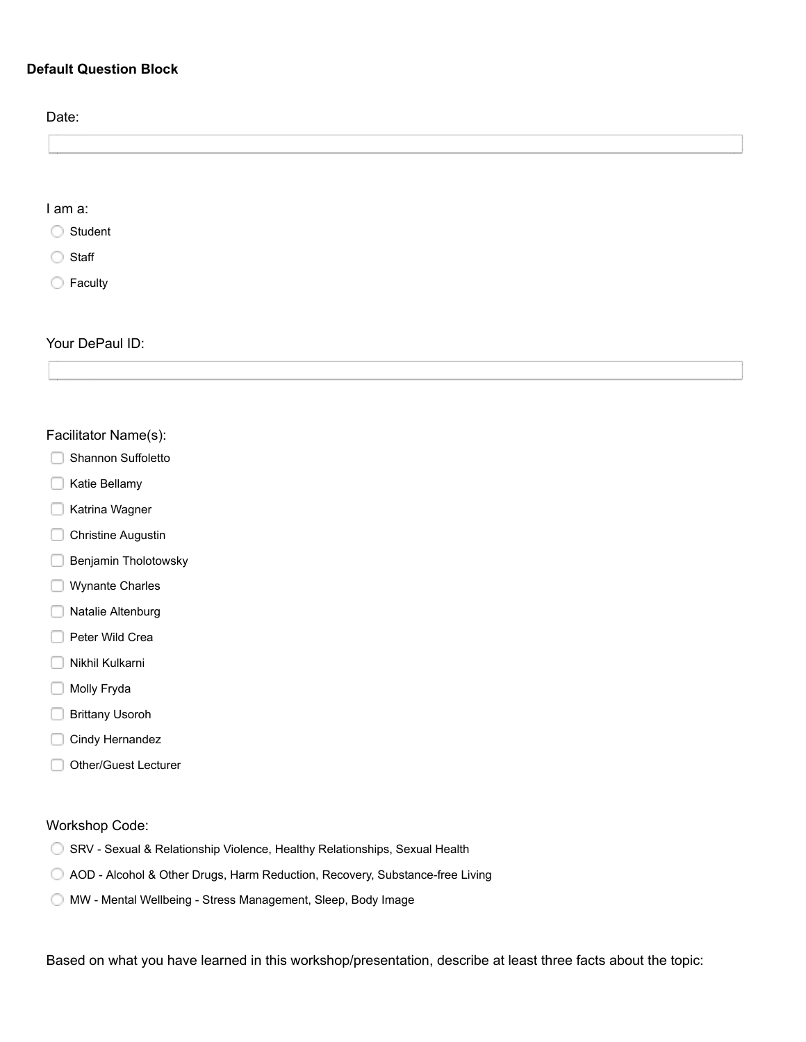**Default Question Block**

Date:

I am a:

- Student
- Staff
- Faculty

Your DePaul ID:

Facilitator Name(s):

- Shannon Suffoletto
- Katie Bellamy
- Katrina Wagner
- Christine Augustin
- Benjamin Tholotowsky
- Wynante Charles
- Natalie Altenburg
- Peter Wild Crea
- Nikhil Kulkarni
- Molly Fryda
- Brittany Usoroh
- Cindy Hernandez
- Other/Guest Lecturer

Workshop Code:

- SRV - Sexual & Relationship Violence, Healthy Relationships, Sexual Health
- AOD - Alcohol & Other Drugs, Harm Reduction, Recovery, Substance-free Living
- MW - Mental Wellbeing - Stress Management, Sleep, Body Image

Based on what you have learned in this workshop/presentation, describe at least three facts about the topic: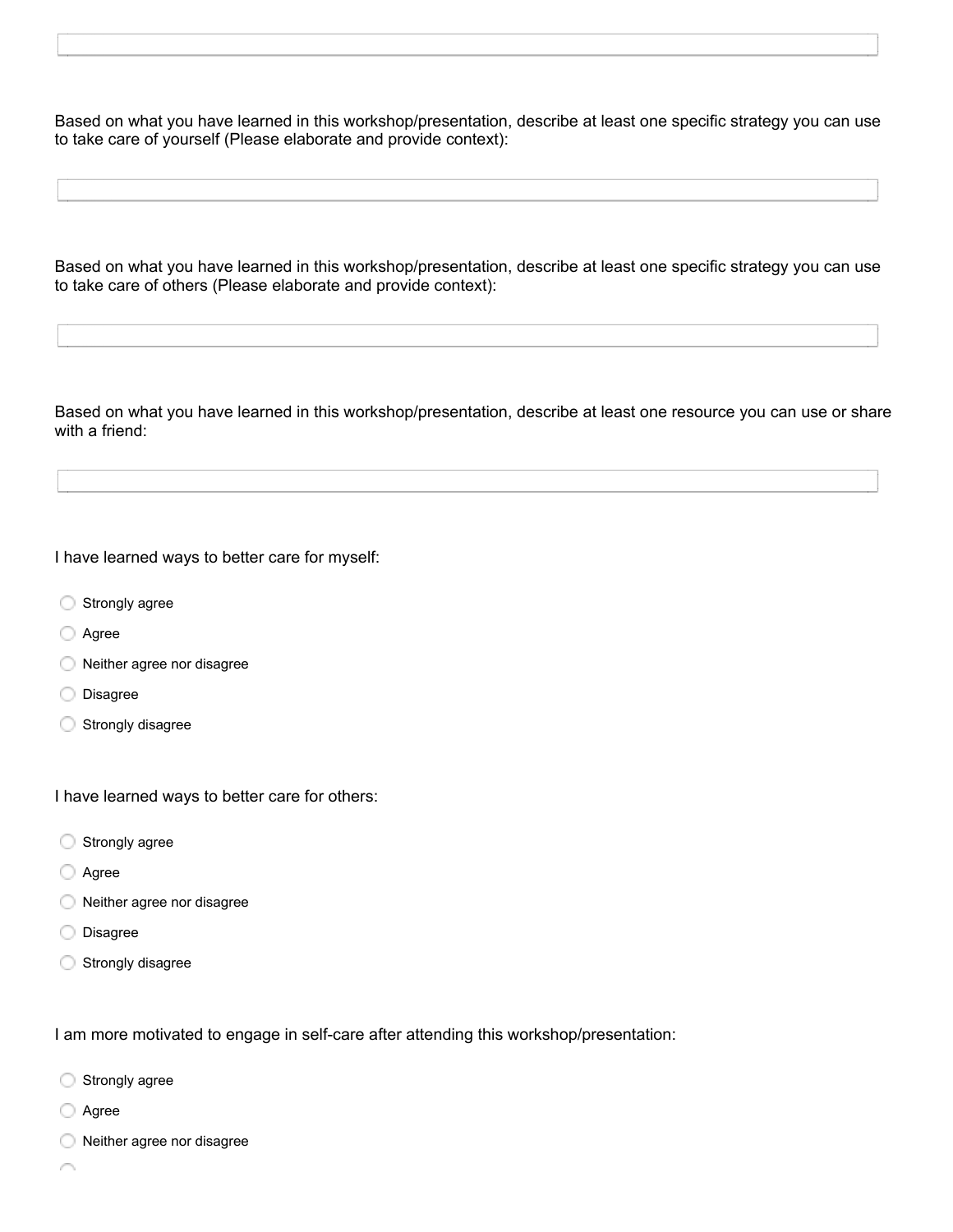Based on what you have learned in this workshop/presentation, describe at least one specific strategy you can use to take care of yourself (Please elaborate and provide context):

Based on what you have learned in this workshop/presentation, describe at least one specific strategy you can use to take care of others (Please elaborate and provide context):

Based on what you have learned in this workshop/presentation, describe at least one resource you can use or share with a friend:

I have learned ways to better care for myself:

- Strongly agree
- Agree
- Neither agree nor disagree
- Disagree
- Strongly disagree

I have learned ways to better care for others:

- Strongly agree
- Agree
- Neither agree nor disagree
- Disagree
- Strongly disagree

I am more motivated to engage in self-care after attending this workshop/presentation:

- Strongly agree
- Agree
- Neither agree nor disagree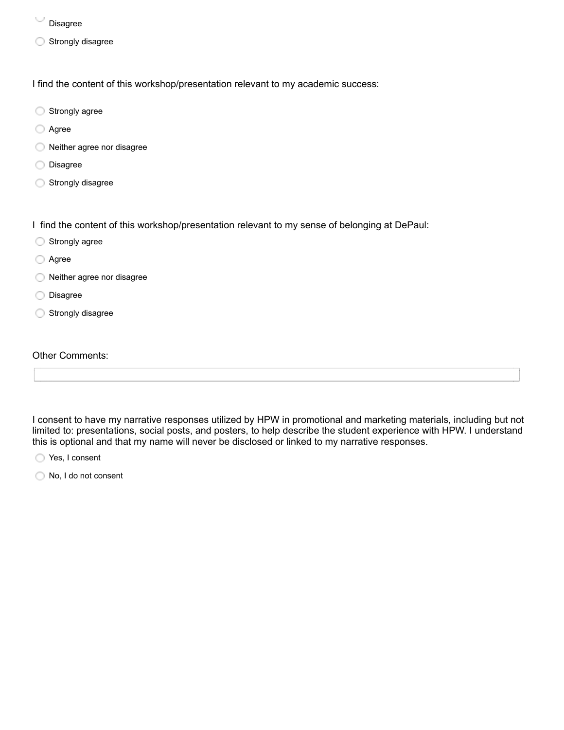- Disagree
- Strongly disagree

I find the content of this workshop/presentation relevant to my academic success:

- Strongly agree
- Agree
- Neither agree nor disagree
- Disagree
- Strongly disagree

I find the content of this workshop/presentation relevant to my sense of belonging at DePaul:

- Strongly agree
- Agree
- Neither agree nor disagree
- Disagree
- Strongly disagree

Other Comments:

I consent to have my narrative responses utilized by HPW in promotional and marketing materials, including but not limited to: presentations, social posts, and posters, to help describe the student experience with HPW. I understand this is optional and that my name will never be disclosed or linked to my narrative responses.

- Yes, I consent
- No, I do not consent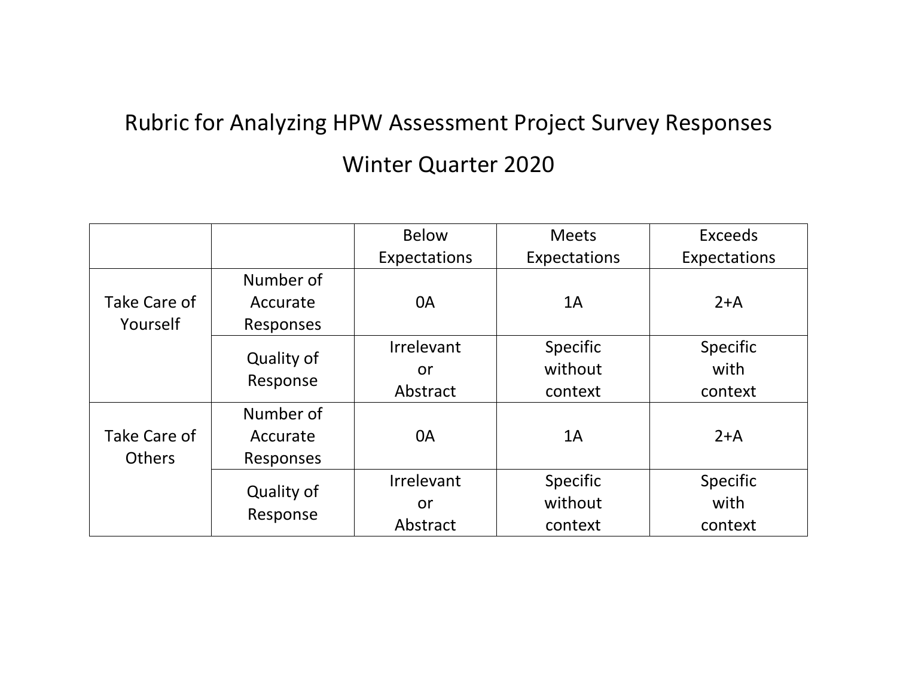# Rubric for Analyzing HPW Assessment Project Survey Responses

## Winter Quarter 2020

| | | Below Expectations | Meets Expectations | Exceeds Expectations |
|---|---|---|---|---|
| Take Care of Yourself | Number of Accurate Responses | 0A | 1A | 2+A |
| | Quality of Response | Irrelevant or Abstract | Specific without context | Specific with context |
| Take Care of Others | Number of Accurate Responses | 0A | 1A | 2+A |
| | Quality of Response | Irrelevant or Abstract | Specific without context | Specific with context |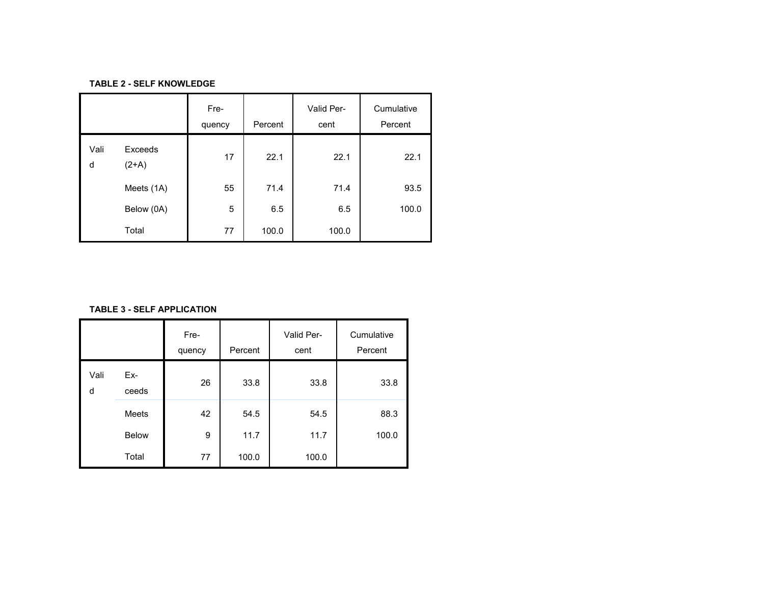**TABLE 2 - SELF KNOWLEDGE**

| | | Frequency | Percent | Valid Percent | Cumulative Percent |
|---|---|---|---|---|---|
| Valid | Exceeds (2+A) | 17 | 22.1 | 22.1 | 22.1 |
| | Meets (1A) | 55 | 71.4 | 71.4 | 93.5 |
| | Below (0A) | 5 | 6.5 | 6.5 | 100.0 |
| | Total | 77 | 100.0 | 100.0 | |

**TABLE 3 - SELF APPLICATION**

| | | Frequency | Percent | Valid Percent | Cumulative Percent |
|---|---|---|---|---|---|
| Valid | Exceeds | 26 | 33.8 | 33.8 | 33.8 |
| | Meets | 42 | 54.5 | 54.5 | 88.3 |
| | Below | 9 | 11.7 | 11.7 | 100.0 |
| | Total | 77 | 100.0 | 100.0 | |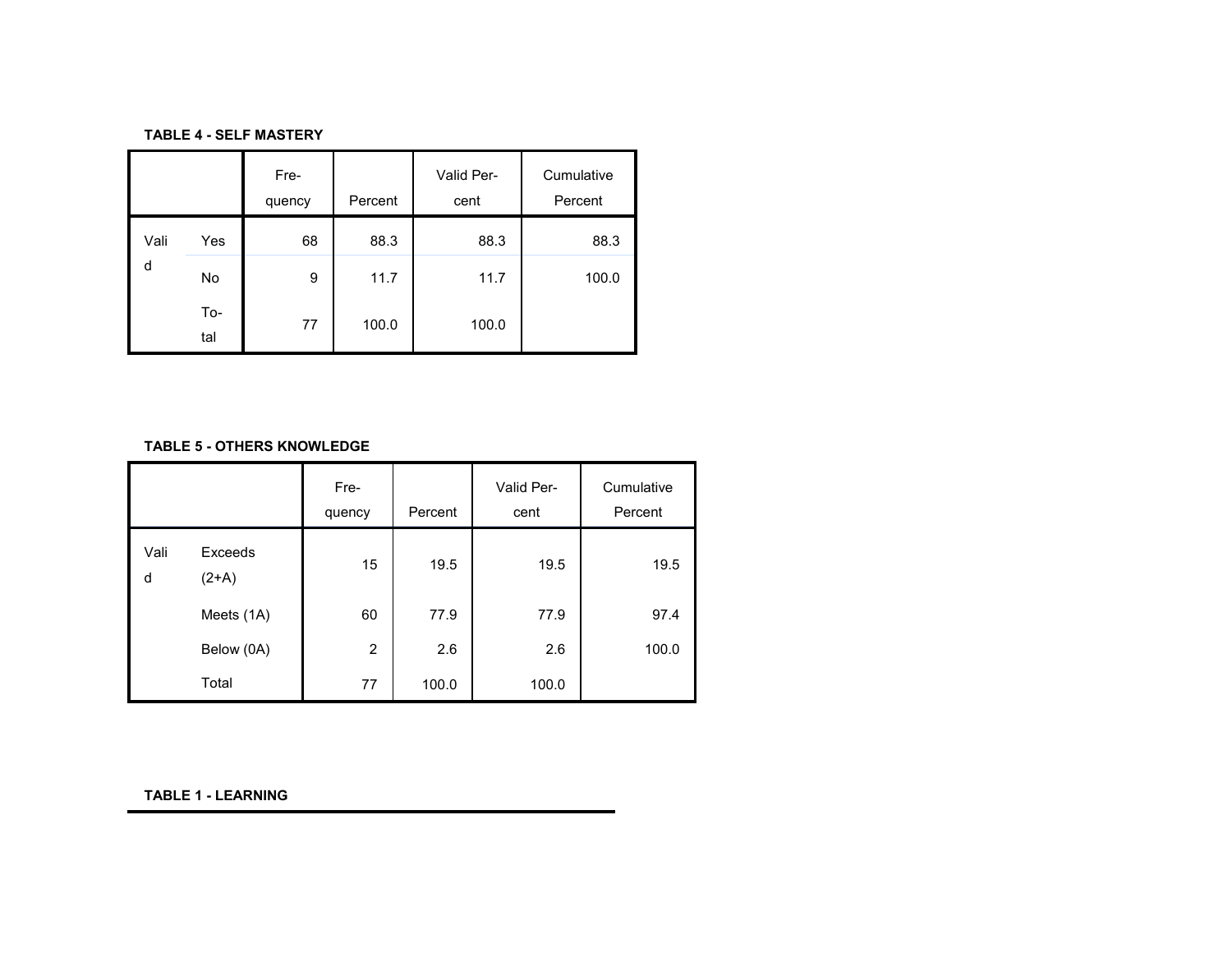**TABLE 4 - SELF MASTERY**

| | | Frequency | Percent | Valid Percent | Cumulative Percent |
|---|---|---|---|---|---|
| Valid | Yes | 68 | 88.3 | 88.3 | 88.3 |
| | No | 9 | 11.7 | 11.7 | 100.0 |
| | Total | 77 | 100.0 | 100.0 | |

**TABLE 5 - OTHERS KNOWLEDGE**

| | | Frequency | Percent | Valid Percent | Cumulative Percent |
|---|---|---|---|---|---|
| Valid | Exceeds (2+A) | 15 | 19.5 | 19.5 | 19.5 |
| | Meets (1A) | 60 | 77.9 | 77.9 | 97.4 |
| | Below (0A) | 2 | 2.6 | 2.6 | 100.0 |
| | Total | 77 | 100.0 | 100.0 | |

**TABLE 1 - LEARNING**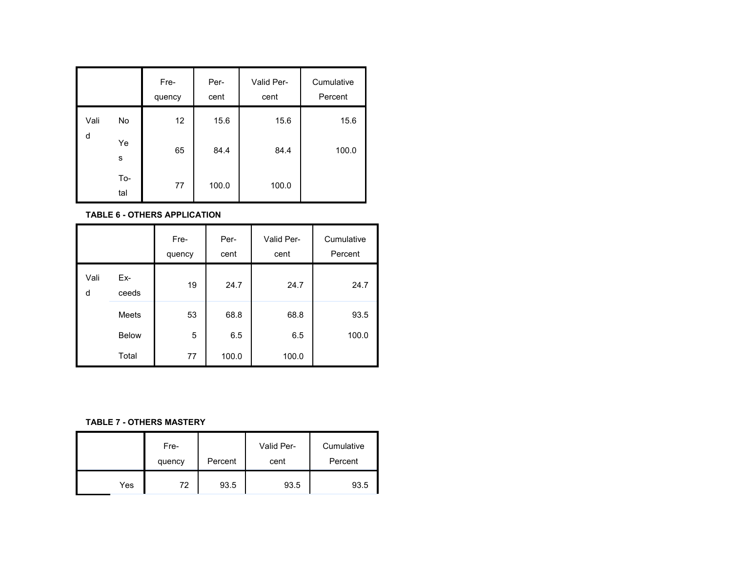| | | Frequency | Percent | Valid Percent | Cumulative Percent |
|---|---|---|---|---|---|
| Valid | No | 12 | 15.6 | 15.6 | 15.6 |
| | Yes | 65 | 84.4 | 84.4 | 100.0 |
| | Total | 77 | 100.0 | 100.0 | |

**TABLE 6 - OTHERS APPLICATION**

| | | Frequency | Percent | Valid Percent | Cumulative Percent |
|---|---|---|---|---|---|
| Valid | Exceeds | 19 | 24.7 | 24.7 | 24.7 |
| | Meets | 53 | 68.8 | 68.8 | 93.5 |
| | Below | 5 | 6.5 | 6.5 | 100.0 |
| | Total | 77 | 100.0 | 100.0 | |

**TABLE 7 - OTHERS MASTERY**

| | | Frequency | Percent | Valid Percent | Cumulative Percent |
|---|---|---|---|---|---|
| | Yes | 72 | 93.5 | 93.5 | 93.5 |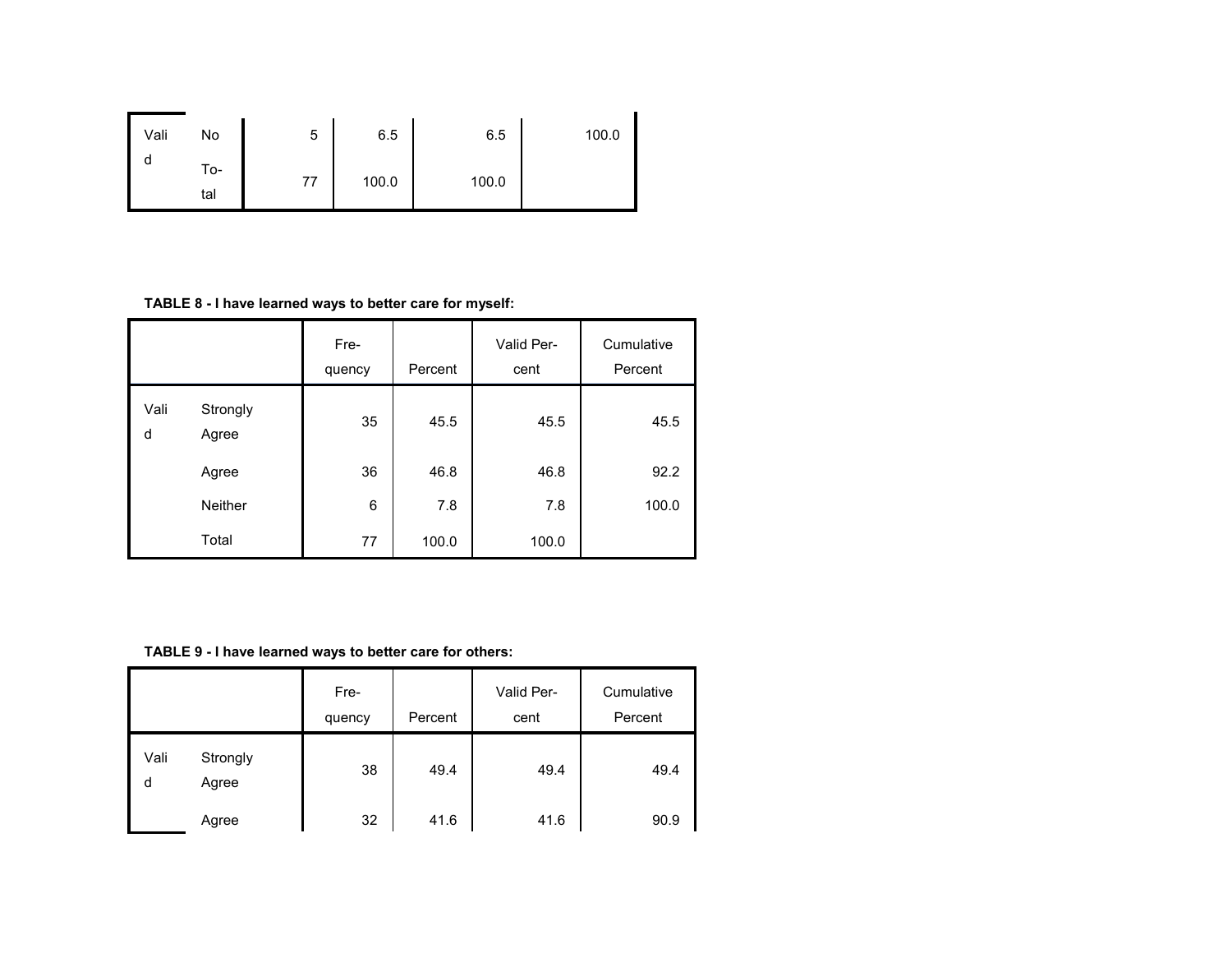| | | | | | |
|---|---|---|---|---|---|
| Valid | No | 5 | 6.5 | 6.5 | 100.0 |
| | Total | 77 | 100.0 | 100.0 | |

**TABLE 8 - I have learned ways to better care for myself:**

| | | Frequency | Percent | Valid Percent | Cumulative Percent |
|---|---|---|---|---|---|
| Valid | Strongly Agree | 35 | 45.5 | 45.5 | 45.5 |
| | Agree | 36 | 46.8 | 46.8 | 92.2 |
| | Neither | 6 | 7.8 | 7.8 | 100.0 |
| | Total | 77 | 100.0 | 100.0 | |

**TABLE 9 - I have learned ways to better care for others:**

| | | Frequency | Percent | Valid Percent | Cumulative Percent |
|---|---|---|---|---|---|
| Valid | Strongly Agree | 38 | 49.4 | 49.4 | 49.4 |
| | Agree | 32 | 41.6 | 41.6 | 90.9 |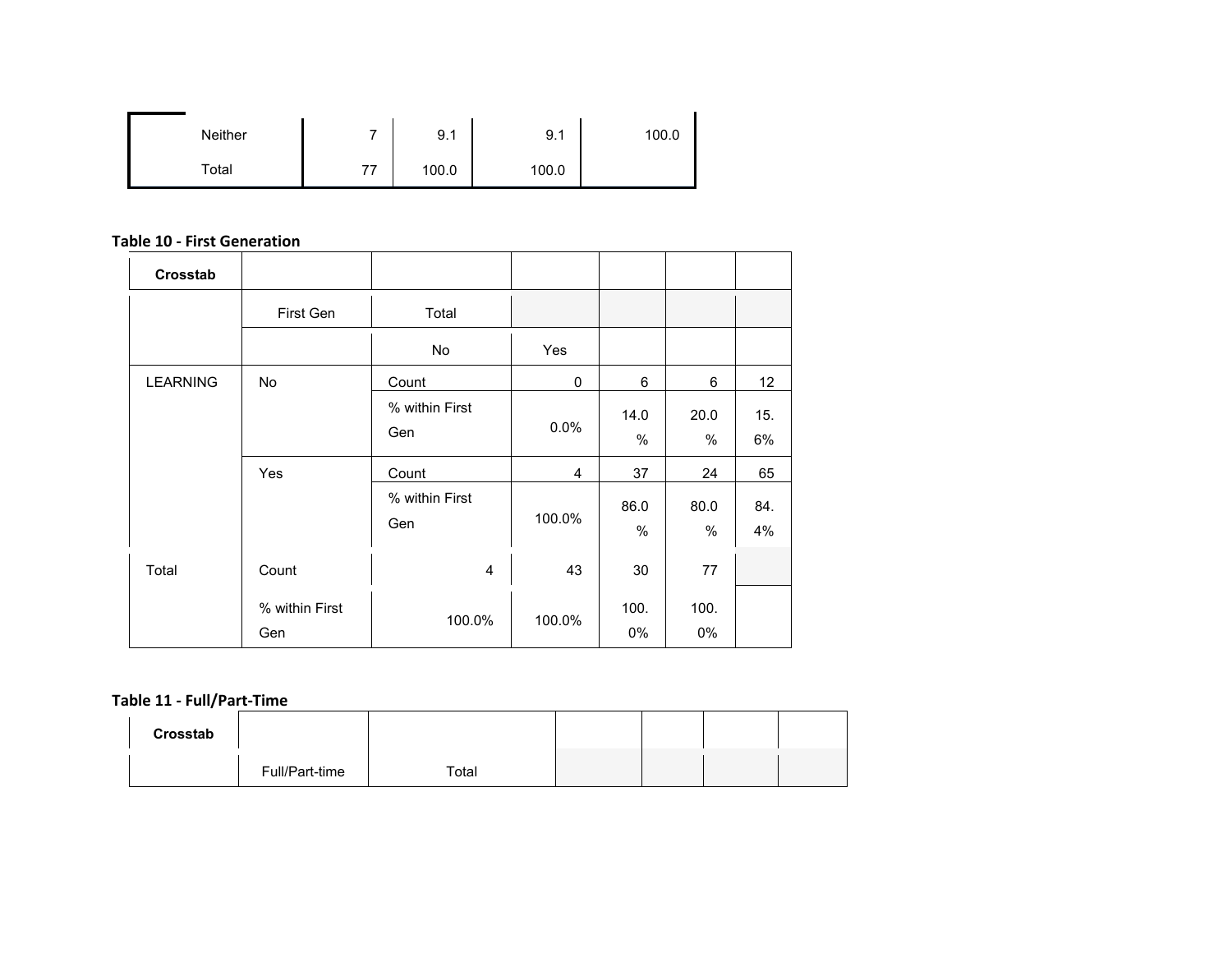| Neither | 7 | 9.1 | 9.1 | 100.0 |
|---|---|---|---|---|
| Total | 77 | 100.0 | 100.0 | |

**Table 10 - First Generation**

| Crosstab | | | | | | |
|---|---|---|---|---|---|---|
| | First Gen | Total | | | | |
| | | No | Yes | | | |
| LEARNING | No | Count | 0 | 6 | 6 | 12 |
| | | % within First Gen | 0.0% | 14.0 % | 20.0 % | 15. 6% |
| | Yes | Count | 4 | 37 | 24 | 65 |
| | | % within First Gen | 100.0% | 86.0 % | 80.0 % | 84. 4% |
| Total | Count | 4 | 43 | 30 | 77 | |
| | % within First Gen | 100.0% | 100.0% | 100. 0% | 100. 0% | |

**Table 11 - Full/Part-Time**

| Crosstab | | | | | | |
|---|---|---|---|---|---|---|
| | Full/Part-time | Total | | | | |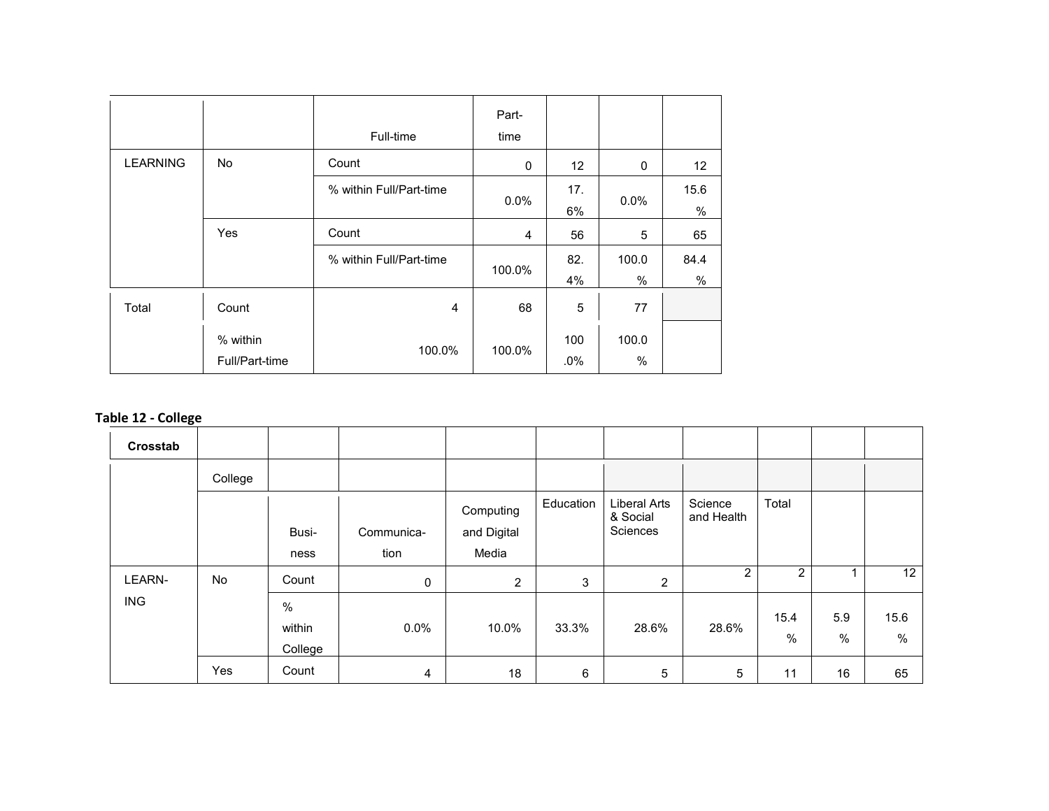| | | | Full-time | Part-time | | | |
|---|---|---|---|---|---|---|---|
| LEARNING | No | Count | 0 | 12 | 0 | 12 | |
| | | % within Full/Part-time | 0.0% | 17.6% | 0.0% | 15.6% | |
| | Yes | Count | 4 | 56 | 5 | 65 | |
| | | % within Full/Part-time | 100.0% | 82.4% | 100.0% | 84.4% | |
| Total | Count | | 4 | 68 | 5 | 77 | |
| | % within Full/Part-time | | 100.0% | 100.0% | 100.0% | 100.0% | |

**Table 12 - College**

| **Crosstab** | | | | | | | | | | |
|---|---|---|---|---|---|---|---|---|---|---|
| | College | | | | | | | | | |
| | | Business | Communication | Computing and Digital Media | Education | Liberal Arts & Social Sciences | Science and Health | Total | | |
| LEARNING | No | Count | 0 | 2 | 3 | 2 | 2 | 2 | 1 | 12 |
| | | % within College | 0.0% | 10.0% | 33.3% | 28.6% | 28.6% | 15.4% | 5.9% | 15.6% |
| | Yes | Count | 4 | 18 | 6 | 5 | 5 | 11 | 16 | 65 |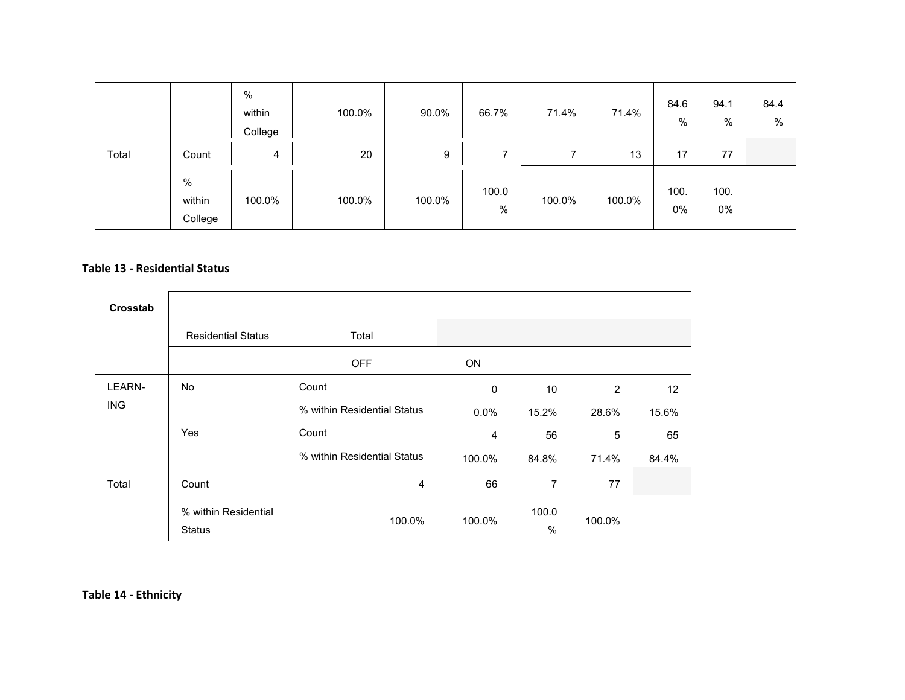|  |  | % within College | 100.0% | 90.0% | 66.7% | 71.4% | 71.4% | 84.6 % | 94.1 % | 84.4 % |
|---|---|---|---|---|---|---|---|---|---|---|
| Total | Count | 4 | 20 | 9 | 7 | 7 | 13 | 17 | 77 |  |
|  | % within College | 100.0% | 100.0% | 100.0% | 100.0 % | 100.0% | 100.0% | 100. 0% | 100. 0% |  |

**Table 13 - Residential Status**

| Crosstab |  |  |  |  |  |  |
|---|---|---|---|---|---|---|
|  | Residential Status | Total |  |  |  |  |
|  |  | OFF | ON |  |  |  |
| LEARN-ING | No | Count | 0 | 10 | 2 | 12 |
|  |  | % within Residential Status | 0.0% | 15.2% | 28.6% | 15.6% |
|  | Yes | Count | 4 | 56 | 5 | 65 |
|  |  | % within Residential Status | 100.0% | 84.8% | 71.4% | 84.4% |
| Total | Count | 4 | 66 | 7 | 77 |  |
|  | % within Residential Status | 100.0% | 100.0% | 100.0 % | 100.0% |  |

**Table 14 - Ethnicity**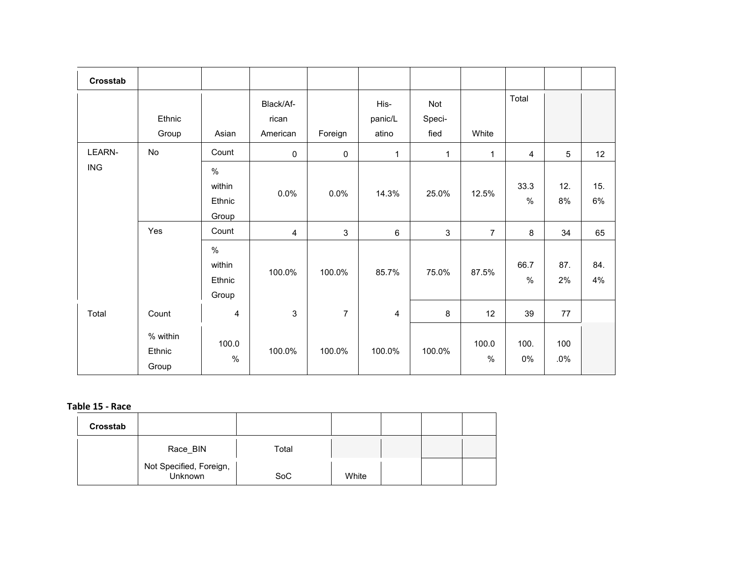| Crosstab | | | | | | | | | | |
|---|---|---|---|---|---|---|---|---|---|---|
| | Ethnic Group | Asian | Black/African American | Foreign | Hispanic/Latino | Not Specified | White | Total | | |
| LEARNING | No | Count | 0 | 0 | 1 | 1 | 1 | 4 | 5 | 12 |
| | | % within Ethnic Group | 0.0% | 0.0% | 14.3% | 25.0% | 12.5% | 33.3 % | 12.8% | 15.6% |
| | Yes | Count | 4 | 3 | 6 | 3 | 7 | 8 | 34 | 65 |
| | | % within Ethnic Group | 100.0% | 100.0% | 85.7% | 75.0% | 87.5% | 66.7 % | 87.2% | 84.4% |
| Total | Count | 4 | 3 | 7 | 4 | 8 | 12 | 39 | 77 | |
| | % within Ethnic Group | 100.0 % | 100.0% | 100.0% | 100.0% | 100.0% | 100.0 % | 100.0% | 100.0% | |

**Table 15 - Race**

| Crosstab | | | | | | |
|---|---|---|---|---|---|---|
| | Race_BIN | Total | | | | |
| | Not Specified, Foreign, Unknown | SoC | White | | | |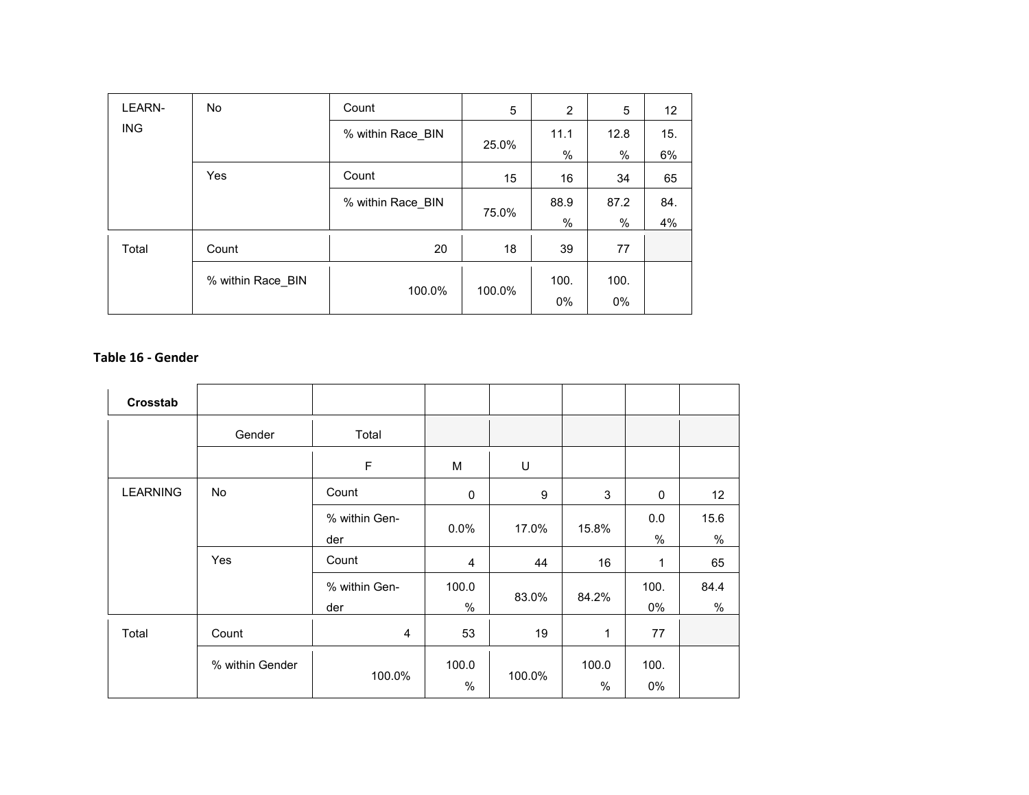| LEARNING | No | Count | 5 | 2 | 5 | 12 |
|---|---|---|---|---|---|---|
| | | % within Race_BIN | 25.0% | 11.1% | 12.8% | 15.6% |
| | Yes | Count | 15 | 16 | 34 | 65 |
| | | % within Race_BIN | 75.0% | 88.9% | 87.2% | 84.4% |
| Total | Count | 20 | 18 | 39 | 77 | |
| | % within Race_BIN | 100.0% | 100.0% | 100.0% | 100.0% | |

**Table 16 - Gender**

| Crosstab | | | | | | | |
|---|---|---|---|---|---|---|---|
| | Gender | Total | | | | | |
| | | F | M | U | | | |
| LEARNING | No | Count | 0 | 9 | 3 | 0 | 12 |
| | | % within Gender | 0.0% | 17.0% | 15.8% | 0.0% | 15.6% |
| | Yes | Count | 4 | 44 | 16 | 1 | 65 |
| | | % within Gender | 100.0% | 83.0% | 84.2% | 100.0% | 84.4% |
| Total | Count | 4 | 53 | 19 | 1 | 77 | |
| | % within Gender | 100.0% | 100.0% | 100.0% | 100.0% | 100.0% | |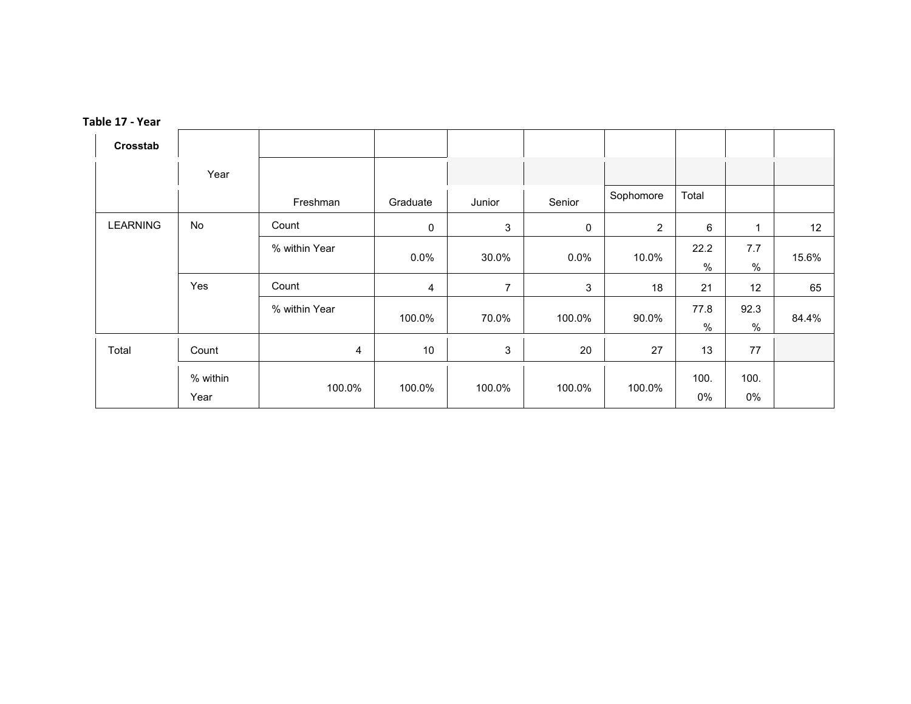**Table 17 - Year**

| Crosstab | | | | | | | | | |
|---|---|---|---|---|---|---|---|---|---|
| | Year | | | | | | | | |
| | | Freshman | Graduate | Junior | Senior | Sophomore | Total | | |
| LEARNING | No | Count | 0 | 3 | 0 | 2 | 6 | 1 | 12 |
| | | % within Year | 0.0% | 30.0% | 0.0% | 10.0% | 22.2% | 7.7% | 15.6% |
| | Yes | Count | 4 | 7 | 3 | 18 | 21 | 12 | 65 |
| | | % within Year | 100.0% | 70.0% | 100.0% | 90.0% | 77.8% | 92.3% | 84.4% |
| Total | Count | 4 | 10 | 3 | 20 | 27 | 13 | 77 | |
| | % within Year | 100.0% | 100.0% | 100.0% | 100.0% | 100.0% | 100.0% | 100.0% | |